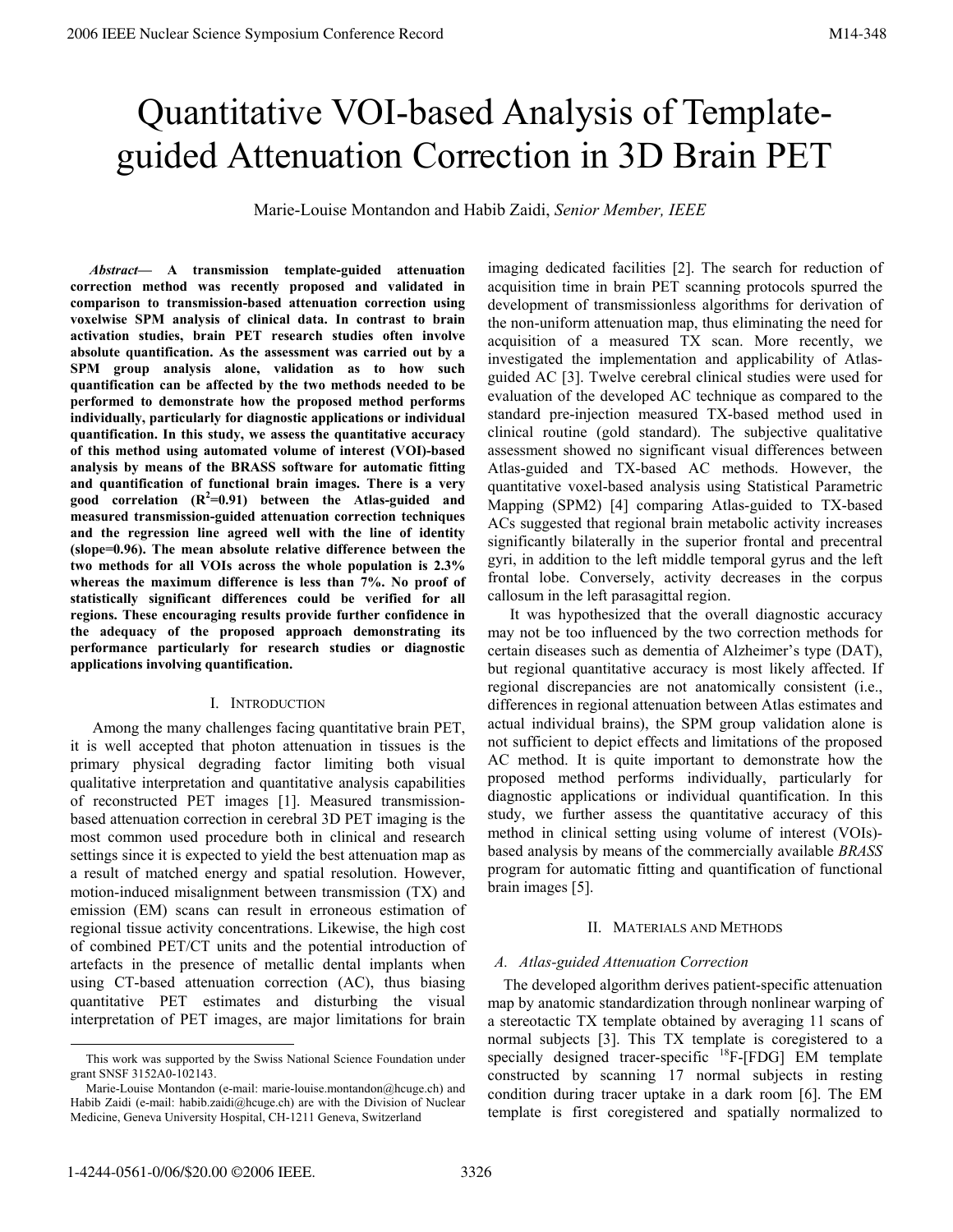# Quantitative VOI-based Analysis of Template-guided Attenuation Correction in 3D Brain PET

Marie-Louise Montandon and Habib Zaidi, *Senior Member, IEEE*

***Abstract*— A transmission template-guided attenuation correction method was recently proposed and validated in comparison to transmission-based attenuation correction using voxelwise SPM analysis of clinical data. In contrast to brain activation studies, brain PET research studies often involve absolute quantification. As the assessment was carried out by a SPM group analysis alone, validation as to how such quantification can be affected by the two methods needed to be performed to demonstrate how the proposed method performs individually, particularly for diagnostic applications or individual quantification. In this study, we assess the quantitative accuracy of this method using automated volume of interest (VOI)-based analysis by means of the BRASS software for automatic fitting and quantification of functional brain images. There is a very good correlation ($R^2$=0.91) between the Atlas-guided and measured transmission-guided attenuation correction techniques and the regression line agreed well with the line of identity (slope=0.96). The mean absolute relative difference between the two methods for all VOIs across the whole population is 2.3% whereas the maximum difference is less than 7%. No proof of statistically significant differences could be verified for all regions. These encouraging results provide further confidence in the adequacy of the proposed approach demonstrating its performance particularly for research studies or diagnostic applications involving quantification.**

## I. Introduction

Among the many challenges facing quantitative brain PET, it is well accepted that photon attenuation in tissues is the primary physical degrading factor limiting both visual qualitative interpretation and quantitative analysis capabilities of reconstructed PET images [1]. Measured transmission-based attenuation correction in cerebral 3D PET imaging is the most common used procedure both in clinical and research settings since it is expected to yield the best attenuation map as a result of matched energy and spatial resolution. However, motion-induced misalignment between transmission (TX) and emission (EM) scans can result in erroneous estimation of regional tissue activity concentrations. Likewise, the high cost of combined PET/CT units and the potential introduction of artefacts in the presence of metallic dental implants when using CT-based attenuation correction (AC), thus biasing quantitative PET estimates and disturbing the visual interpretation of PET images, are major limitations for brain imaging dedicated facilities [2]. The search for reduction of acquisition time in brain PET scanning protocols spurred the development of transmissionless algorithms for derivation of the non-uniform attenuation map, thus eliminating the need for acquisition of a measured TX scan. More recently, we investigated the implementation and applicability of Atlas-guided AC [3]. Twelve cerebral clinical studies were used for evaluation of the developed AC technique as compared to the standard pre-injection measured TX-based method used in clinical routine (gold standard). The subjective qualitative assessment showed no significant visual differences between Atlas-guided and TX-based AC methods. However, the quantitative voxel-based analysis using Statistical Parametric Mapping (SPM2) [4] comparing Atlas-guided to TX-based ACs suggested that regional brain metabolic activity increases significantly bilaterally in the superior frontal and precentral gyri, in addition to the left middle temporal gyrus and the left frontal lobe. Conversely, activity decreases in the corpus callosum in the left parasagittal region.

It was hypothesized that the overall diagnostic accuracy may not be too influenced by the two correction methods for certain diseases such as dementia of Alzheimer's type (DAT), but regional quantitative accuracy is most likely affected. If regional discrepancies are not anatomically consistent (i.e., differences in regional attenuation between Atlas estimates and actual individual brains), the SPM group validation alone is not sufficient to depict effects and limitations of the proposed AC method. It is quite important to demonstrate how the proposed method performs individually, particularly for diagnostic applications or individual quantification. In this study, we further assess the quantitative accuracy of this method in clinical setting using volume of interest (VOIs)-based analysis by means of the commercially available *BRASS* program for automatic fitting and quantification of functional brain images [5].

## II. Materials and Methods

### *A. Atlas-guided Attenuation Correction*

The developed algorithm derives patient-specific attenuation map by anatomic standardization through nonlinear warping of a stereotactic TX template obtained by averaging 11 scans of normal subjects [3]. This TX template is coregistered to a specially designed tracer-specific $^{18}$F-[FDG] EM template constructed by scanning 17 normal subjects in resting condition during tracer uptake in a dark room [6]. The EM template is first coregistered and spatially normalized to

---

This work was supported by the Swiss National Science Foundation under grant SNSF 3152A0-102143.

Marie-Louise Montandon (e-mail: marie-louise.montandon@hcuge.ch) and Habib Zaidi (e-mail: habib.zaidi@hcuge.ch) are with the Division of Nuclear Medicine, Geneva University Hospital, CH-1211 Geneva, Switzerland

1-4244-0561-0/06/$20.00 ©2006 IEEE.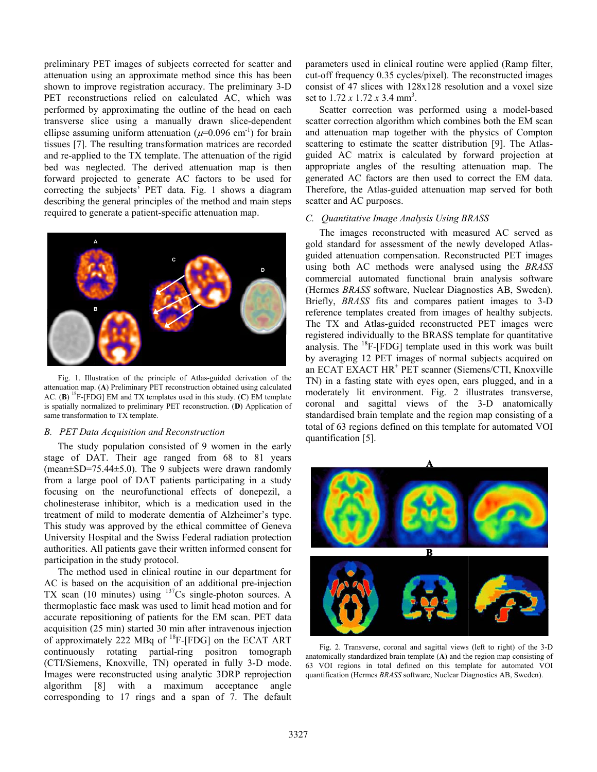preliminary PET images of subjects corrected for scatter and attenuation using an approximate method since this has been shown to improve registration accuracy. The preliminary 3-D PET reconstructions relied on calculated AC, which was performed by approximating the outline of the head on each transverse slice using a manually drawn slice-dependent ellipse assuming uniform attenuation ($\mu$=0.096 cm$^{-1}$) for brain tissues [7]. The resulting transformation matrices are recorded and re-applied to the TX template. The attenuation of the rigid bed was neglected. The derived attenuation map is then forward projected to generate AC factors to be used for correcting the subjects' PET data. Fig. 1 shows a diagram describing the general principles of the method and main steps required to generate a patient-specific attenuation map.

Fig. 1. Illustration of the principle of Atlas-guided derivation of the attenuation map. (**A**) Preliminary PET reconstruction obtained using calculated AC. (**B**) $^{18}$F-[FDG] EM and TX templates used in this study. (**C**) EM template is spatially normalized to preliminary PET reconstruction. (**D**) Application of same transformation to TX template.

## B. *PET Data Acquisition and Reconstruction*

The study population consisted of 9 women in the early stage of DAT. Their age ranged from 68 to 81 years (mean±SD=75.44±5.0). The 9 subjects were drawn randomly from a large pool of DAT patients participating in a study focusing on the neurofunctional effects of donepezil, a cholinesterase inhibitor, which is a medication used in the treatment of mild to moderate dementia of Alzheimer's type. This study was approved by the ethical committee of Geneva University Hospital and the Swiss Federal radiation protection authorities. All patients gave their written informed consent for participation in the study protocol.

The method used in clinical routine in our department for AC is based on the acquisition of an additional pre-injection TX scan (10 minutes) using $^{137}$Cs single-photon sources. A thermoplastic face mask was used to limit head motion and for accurate repositioning of patients for the EM scan. PET data acquisition (25 min) started 30 min after intravenous injection of approximately 222 MBq of $^{18}$F-[FDG] on the ECAT ART continuously rotating partial-ring positron tomograph (CTI/Siemens, Knoxville, TN) operated in fully 3-D mode. Images were reconstructed using analytic 3DRP reprojection algorithm [8] with a maximum acceptance angle corresponding to 17 rings and a span of 7. The default parameters used in clinical routine were applied (Ramp filter, cut-off frequency 0.35 cycles/pixel). The reconstructed images consist of 47 slices with 128x128 resolution and a voxel size set to 1.72 *x* 1.72 *x* 3.4 mm$^3$.

Scatter correction was performed using a model-based scatter correction algorithm which combines both the EM scan and attenuation map together with the physics of Compton scattering to estimate the scatter distribution [9]. The Atlas-guided AC matrix is calculated by forward projection at appropriate angles of the resulting attenuation map. The generated AC factors are then used to correct the EM data. Therefore, the Atlas-guided attenuation map served for both scatter and AC purposes.

## C. *Quantitative Image Analysis Using BRASS*

The images reconstructed with measured AC served as gold standard for assessment of the newly developed Atlas-guided attenuation compensation. Reconstructed PET images using both AC methods were analysed using the *BRASS* commercial automated functional brain analysis software (Hermes *BRASS* software, Nuclear Diagnostics AB, Sweden). Briefly, *BRASS* fits and compares patient images to 3-D reference templates created from images of healthy subjects. The TX and Atlas-guided reconstructed PET images were registered individually to the BRASS template for quantitative analysis. The $^{18}$F-[FDG] template used in this work was built by averaging 12 PET images of normal subjects acquired on an ECAT EXACT HR$^+$ PET scanner (Siemens/CTI, Knoxville TN) in a fasting state with eyes open, ears plugged, and in a moderately lit environment. Fig. 2 illustrates transverse, coronal and sagittal views of the 3-D anatomically standardised brain template and the region map consisting of a total of 63 regions defined on this template for automated VOI quantification [5].

Fig. 2. Transverse, coronal and sagittal views (left to right) of the 3-D anatomically standardized brain template (**A**) and the region map consisting of 63 VOI regions in total defined on this template for automated VOI quantification (Hermes *BRASS* software, Nuclear Diagnostics AB, Sweden).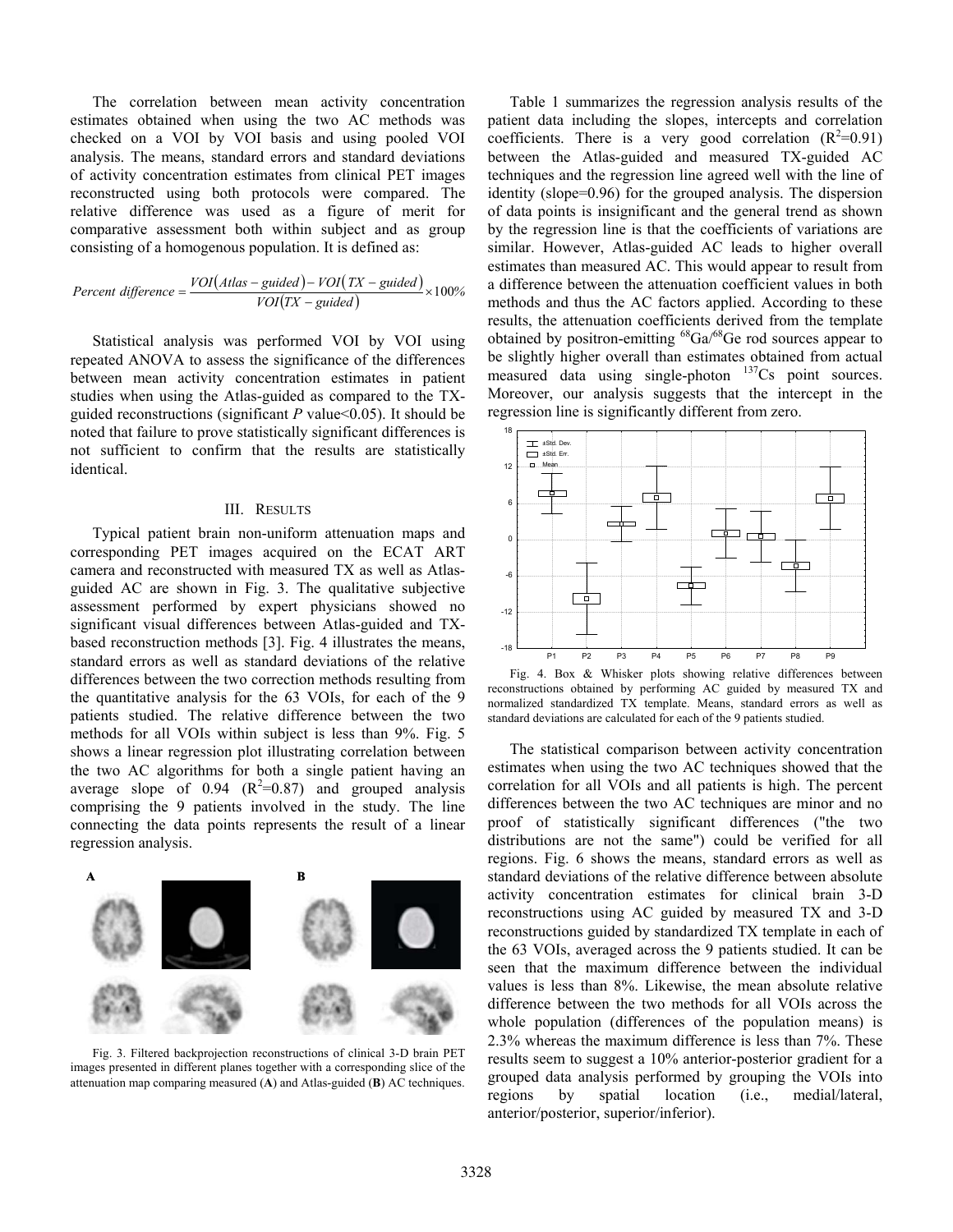The correlation between mean activity concentration estimates obtained when using the two AC methods was checked on a VOI by VOI basis and using pooled VOI analysis. The means, standard errors and standard deviations of activity concentration estimates from clinical PET images reconstructed using both protocols were compared. The relative difference was used as a figure of merit for comparative assessment both within subject and as group consisting of a homogenous population. It is defined as:

$$Percent\ difference = \frac{VOI(Atlas-guided)-VOI(TX-guided)}{VOI(TX-guided)} \times 100\%$$

Statistical analysis was performed VOI by VOI using repeated ANOVA to assess the significance of the differences between mean activity concentration estimates in patient studies when using the Atlas-guided as compared to the TX-guided reconstructions (significant $P$ value<0.05). It should be noted that failure to prove statistically significant differences is not sufficient to confirm that the results are statistically identical.

## III. Results

Typical patient brain non-uniform attenuation maps and corresponding PET images acquired on the ECAT ART camera and reconstructed with measured TX as well as Atlas-guided AC are shown in Fig. 3. The qualitative subjective assessment performed by expert physicians showed no significant visual differences between Atlas-guided and TX-based reconstruction methods [3]. Fig. 4 illustrates the means, standard errors as well as standard deviations of the relative differences between the two correction methods resulting from the quantitative analysis for the 63 VOIs, for each of the 9 patients studied. The relative difference between the two methods for all VOIs within subject is less than 9%. Fig. 5 shows a linear regression plot illustrating correlation between the two AC algorithms for both a single patient having an average slope of 0.94 ($R^2$=0.87) and grouped analysis comprising the 9 patients involved in the study. The line connecting the data points represents the result of a linear regression analysis.

Fig. 3. Filtered backprojection reconstructions of clinical 3-D brain PET images presented in different planes together with a corresponding slice of the attenuation map comparing measured (**A**) and Atlas-guided (**B**) AC techniques.

Table 1 summarizes the regression analysis results of the patient data including the slopes, intercepts and correlation coefficients. There is a very good correlation ($R^2$=0.91) between the Atlas-guided and measured TX-guided AC techniques and the regression line agreed well with the line of identity (slope=0.96) for the grouped analysis. The dispersion of data points is insignificant and the general trend as shown by the regression line is that the coefficients of variations are similar. However, Atlas-guided AC leads to higher overall estimates than measured AC. This would appear to result from a difference between the attenuation coefficient values in both methods and thus the AC factors applied. According to these results, the attenuation coefficients derived from the template obtained by positron-emitting $^{68}$Ga/$^{68}$Ge rod sources appear to be slightly higher overall than estimates obtained from actual measured data using single-photon $^{137}$Cs point sources. Moreover, our analysis suggests that the intercept in the regression line is significantly different from zero.

Fig. 4. Box & Whisker plots showing relative differences between reconstructions obtained by performing AC guided by measured TX and normalized standardized TX template. Means, standard errors as well as standard deviations are calculated for each of the 9 patients studied.

The statistical comparison between activity concentration estimates when using the two AC techniques showed that the correlation for all VOIs and all patients is high. The percent differences between the two AC techniques are minor and no proof of statistically significant differences ("the two distributions are not the same") could be verified for all regions. Fig. 6 shows the means, standard errors as well as standard deviations of the relative difference between absolute activity concentration estimates for clinical brain 3-D reconstructions using AC guided by measured TX and 3-D reconstructions guided by standardized TX template in each of the 63 VOIs, averaged across the 9 patients studied. It can be seen that the maximum difference between the individual values is less than 8%. Likewise, the mean absolute relative difference between the two methods for all VOIs across the whole population (differences of the population means) is 2.3% whereas the maximum difference is less than 7%. These results seem to suggest a 10% anterior-posterior gradient for a grouped data analysis performed by grouping the VOIs into regions by spatial location (i.e., medial/lateral, anterior/posterior, superior/inferior).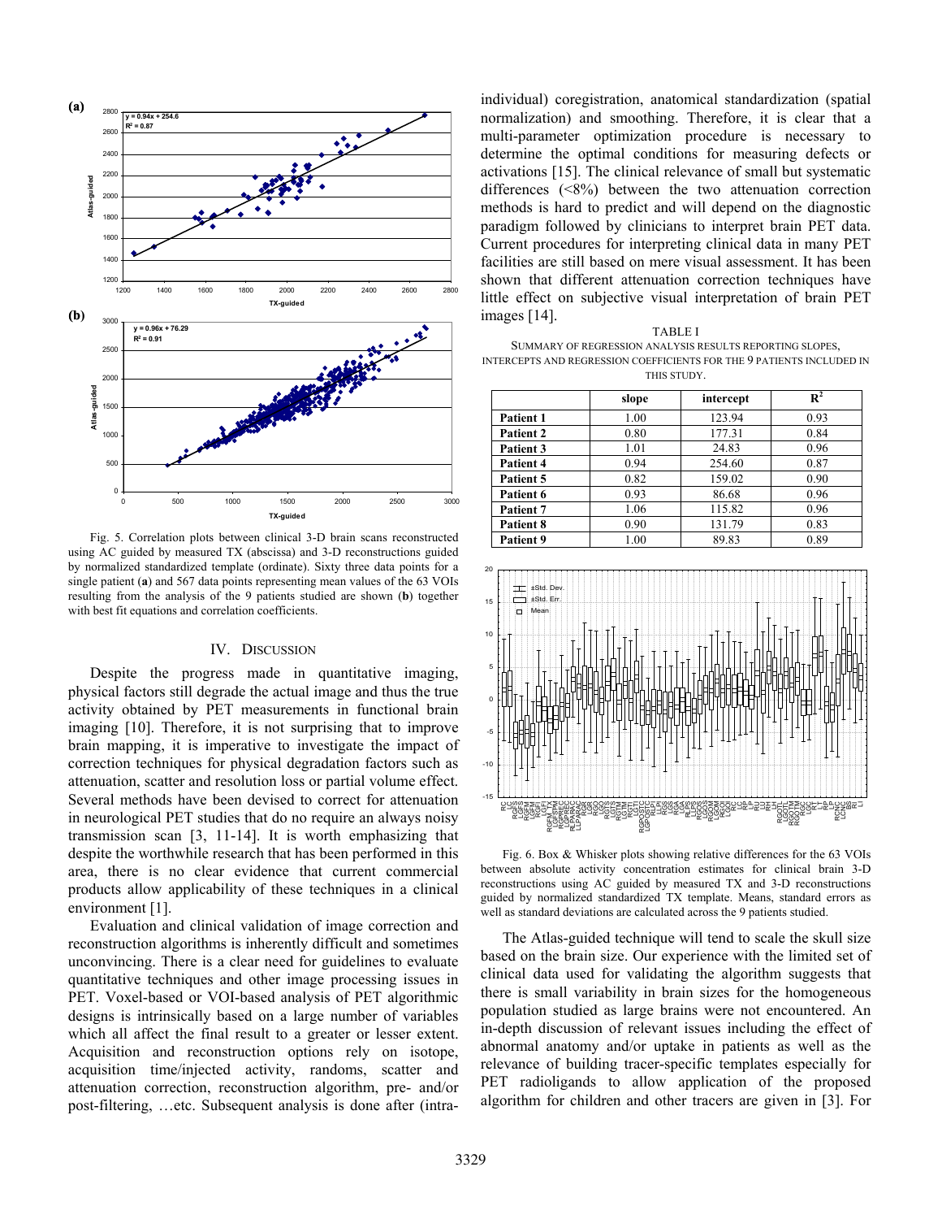Fig. 5. Correlation plots between clinical 3-D brain scans reconstructed using AC guided by measured TX (abscissa) and 3-D reconstructions guided by normalized standardized template (ordinate). Sixty three data points for a single patient (**a**) and 567 data points representing mean values of the 63 VOIs resulting from the analysis of the 9 patients studied are shown (**b**) together with best fit equations and correlation coefficients.

## IV. Discussion

Despite the progress made in quantitative imaging, physical factors still degrade the actual image and thus the true activity obtained by PET measurements in functional brain imaging [10]. Therefore, it is not surprising that to improve brain mapping, it is imperative to investigate the impact of correction techniques for physical degradation factors such as attenuation, scatter and resolution loss or partial volume effect. Several methods have been devised to correct for attenuation in neurological PET studies that do no require an always noisy transmission scan [3, 11-14]. It is worth emphasizing that despite the worthwhile research that has been performed in this area, there is no clear evidence that current commercial products allow applicability of these techniques in a clinical environment [1].

Evaluation and clinical validation of image correction and reconstruction algorithms is inherently difficult and sometimes unconvincing. There is a clear need for guidelines to evaluate quantitative techniques and other image processing issues in PET. Voxel-based or VOI-based analysis of PET algorithmic designs is intrinsically based on a large number of variables which all affect the final result to a greater or lesser extent. Acquisition and reconstruction options rely on isotope, acquisition time/injected activity, randoms, scatter and attenuation correction, reconstruction algorithm, pre- and/or post-filtering, …etc. Subsequent analysis is done after (intra-individual) coregistration, anatomical standardization (spatial normalization) and smoothing. Therefore, it is clear that a multi-parameter optimization procedure is necessary to determine the optimal conditions for measuring defects or activations [15]. The clinical relevance of small but systematic differences (<8%) between the two attenuation correction methods is hard to predict and will depend on the diagnostic paradigm followed by clinicians to interpret brain PET data. Current procedures for interpreting clinical data in many PET facilities are still based on mere visual assessment. It has been shown that different attenuation correction techniques have little effect on subjective visual interpretation of brain PET images [14].

TABLE I
Summary of regression analysis results reporting slopes, intercepts and regression coefficients for the 9 patients included in this study.

| | slope | intercept | $R^2$ |
|---|---|---|---|
| **Patient 1** | 1.00 | 123.94 | 0.93 |
| **Patient 2** | 0.80 | 177.31 | 0.84 |
| **Patient 3** | 1.01 | 24.83 | 0.96 |
| **Patient 4** | 0.94 | 254.60 | 0.87 |
| **Patient 5** | 0.82 | 159.02 | 0.90 |
| **Patient 6** | 0.93 | 86.68 | 0.96 |
| **Patient 7** | 1.06 | 115.82 | 0.96 |
| **Patient 8** | 0.90 | 131.79 | 0.83 |
| **Patient 9** | 1.00 | 89.83 | 0.89 |

Fig. 6. Box & Whisker plots showing relative differences for the 63 VOIs between absolute activity concentration estimates for clinical brain 3-D reconstructions using AC guided by measured TX and 3-D reconstructions guided by normalized standardized TX template. Means, standard errors as well as standard deviations are calculated across the 9 patients studied.

The Atlas-guided technique will tend to scale the skull size based on the brain size. Our experience with the limited set of clinical data used for validating the algorithm suggests that there is small variability in brain sizes for the homogeneous population studied as large brains were not encountered. An in-depth discussion of relevant issues including the effect of abnormal anatomy and/or uptake in patients as well as the relevance of building tracer-specific templates especially for PET radioligands to allow application of the proposed algorithm for children and other tracers are given in [3]. For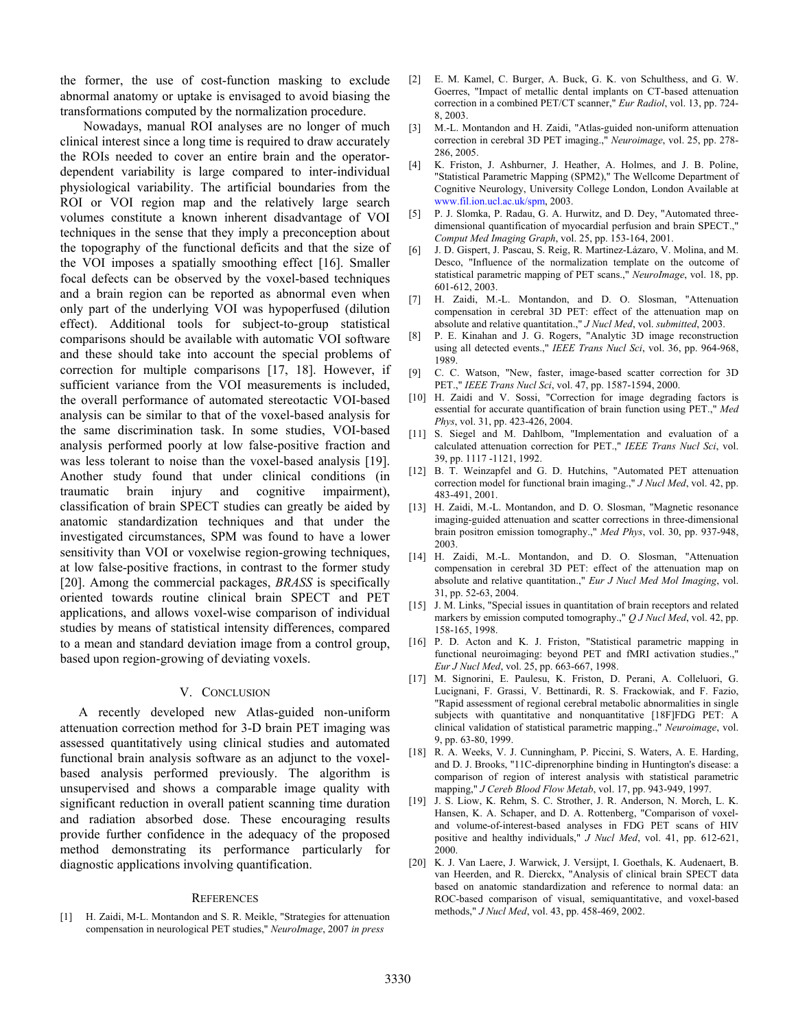the former, the use of cost-function masking to exclude abnormal anatomy or uptake is envisaged to avoid biasing the transformations computed by the normalization procedure.

Nowadays, manual ROI analyses are no longer of much clinical interest since a long time is required to draw accurately the ROIs needed to cover an entire brain and the operator-dependent variability is large compared to inter-individual physiological variability. The artificial boundaries from the ROI or VOI region map and the relatively large search volumes constitute a known inherent disadvantage of VOI techniques in the sense that they imply a preconception about the topography of the functional deficits and that the size of the VOI imposes a spatially smoothing effect [16]. Smaller focal defects can be observed by the voxel-based techniques and a brain region can be reported as abnormal even when only part of the underlying VOI was hypoperfused (dilution effect). Additional tools for subject-to-group statistical comparisons should be available with automatic VOI software and these should take into account the special problems of correction for multiple comparisons [17, 18]. However, if sufficient variance from the VOI measurements is included, the overall performance of automated stereotactic VOI-based analysis can be similar to that of the voxel-based analysis for the same discrimination task. In some studies, VOI-based analysis performed poorly at low false-positive fraction and was less tolerant to noise than the voxel-based analysis [19]. Another study found that under clinical conditions (in traumatic brain injury and cognitive impairment), classification of brain SPECT studies can greatly be aided by anatomic standardization techniques and that under the investigated circumstances, SPM was found to have a lower sensitivity than VOI or voxelwise region-growing techniques, at low false-positive fractions, in contrast to the former study [20]. Among the commercial packages, *BRASS* is specifically oriented towards routine clinical brain SPECT and PET applications, and allows voxel-wise comparison of individual studies by means of statistical intensity differences, compared to a mean and standard deviation image from a control group, based upon region-growing of deviating voxels.

## V. Conclusion

A recently developed new Atlas-guided non-uniform attenuation correction method for 3-D brain PET imaging was assessed quantitatively using clinical studies and automated functional brain analysis software as an adjunct to the voxel-based analysis performed previously. The algorithm is unsupervised and shows a comparable image quality with significant reduction in overall patient scanning time duration and radiation absorbed dose. These encouraging results provide further confidence in the adequacy of the proposed method demonstrating its performance particularly for diagnostic applications involving quantification.

## References

[1] H. Zaidi, M-L. Montandon and S. R. Meikle, "Strategies for attenuation compensation in neurological PET studies," *NeuroImage*, 2007 *in press*

[2] E. M. Kamel, C. Burger, A. Buck, G. K. von Schulthess, and G. W. Goerres, "Impact of metallic dental implants on CT-based attenuation correction in a combined PET/CT scanner," *Eur Radiol*, vol. 13, pp. 724-8, 2003.

[3] M.-L. Montandon and H. Zaidi, "Atlas-guided non-uniform attenuation correction in cerebral 3D PET imaging.," *Neuroimage*, vol. 25, pp. 278-286, 2005.

[4] K. Friston, J. Ashburner, J. Heather, A. Holmes, and J. B. Poline, "Statistical Parametric Mapping (SPM2)," The Wellcome Department of Cognitive Neurology, University College London, London Available at www.fil.ion.ucl.ac.uk/spm, 2003.

[5] P. J. Slomka, P. Radau, G. A. Hurwitz, and D. Dey, "Automated three-dimensional quantification of myocardial perfusion and brain SPECT.," *Comput Med Imaging Graph*, vol. 25, pp. 153-164, 2001.

[6] J. D. Gispert, J. Pascau, S. Reig, R. Martinez-Lázaro, V. Molina, and M. Desco, "Influence of the normalization template on the outcome of statistical parametric mapping of PET scans.," *NeuroImage*, vol. 18, pp. 601-612, 2003.

[7] H. Zaidi, M.-L. Montandon, and D. O. Slosman, "Attenuation compensation in cerebral 3D PET: effect of the attenuation map on absolute and relative quantitation.," *J Nucl Med*, vol. *submitted*, 2003.

[8] P. E. Kinahan and J. G. Rogers, "Analytic 3D image reconstruction using all detected events.," *IEEE Trans Nucl Sci*, vol. 36, pp. 964-968, 1989.

[9] C. C. Watson, "New, faster, image-based scatter correction for 3D PET.," *IEEE Trans Nucl Sci*, vol. 47, pp. 1587-1594, 2000.

[10] H. Zaidi and V. Sossi, "Correction for image degrading factors is essential for accurate quantification of brain function using PET.," *Med Phys*, vol. 31, pp. 423-426, 2004.

[11] S. Siegel and M. Dahlbom, "Implementation and evaluation of a calculated attenuation correction for PET.," *IEEE Trans Nucl Sci*, vol. 39, pp. 1117 -1121, 1992.

[12] B. T. Weinzapfel and G. D. Hutchins, "Automated PET attenuation correction model for functional brain imaging.," *J Nucl Med*, vol. 42, pp. 483-491, 2001.

[13] H. Zaidi, M.-L. Montandon, and D. O. Slosman, "Magnetic resonance imaging-guided attenuation and scatter corrections in three-dimensional brain positron emission tomography.," *Med Phys*, vol. 30, pp. 937-948, 2003.

[14] H. Zaidi, M.-L. Montandon, and D. O. Slosman, "Attenuation compensation in cerebral 3D PET: effect of the attenuation map on absolute and relative quantitation.," *Eur J Nucl Med Mol Imaging*, vol. 31, pp. 52-63, 2004.

[15] J. M. Links, "Special issues in quantitation of brain receptors and related markers by emission computed tomography.," *Q J Nucl Med*, vol. 42, pp. 158-165, 1998.

[16] P. D. Acton and K. J. Friston, "Statistical parametric mapping in functional neuroimaging: beyond PET and fMRI activation studies.," *Eur J Nucl Med*, vol. 25, pp. 663-667, 1998.

[17] M. Signorini, E. Paulesu, K. Friston, D. Perani, A. Colleluori, G. Lucignani, F. Grassi, V. Bettinardi, R. S. Frackowiak, and F. Fazio, "Rapid assessment of regional cerebral metabolic abnormalities in single subjects with quantitative and nonquantitative [18F]FDG PET: A clinical validation of statistical parametric mapping.," *Neuroimage*, vol. 9, pp. 63-80, 1999.

[18] R. A. Weeks, V. J. Cunningham, P. Piccini, S. Waters, A. E. Harding, and D. J. Brooks, "11C-diprenorphine binding in Huntington's disease: a comparison of region of interest analysis with statistical parametric mapping," *J Cereb Blood Flow Metab*, vol. 17, pp. 943-949, 1997.

[19] J. S. Liow, K. Rehm, S. C. Strother, J. R. Anderson, N. Morch, L. K. Hansen, K. A. Schaper, and D. A. Rottenberg, "Comparison of voxel- and volume-of-interest-based analyses in FDG PET scans of HIV positive and healthy individuals," *J Nucl Med*, vol. 41, pp. 612-621, 2000.

[20] K. J. Van Laere, J. Warwick, J. Versijpt, I. Goethals, K. Audenaert, B. van Heerden, and R. Dierckx, "Analysis of clinical brain SPECT data based on anatomic standardization and reference to normal data: an ROC-based comparison of visual, semiquantitative, and voxel-based methods," *J Nucl Med*, vol. 43, pp. 458-469, 2002.